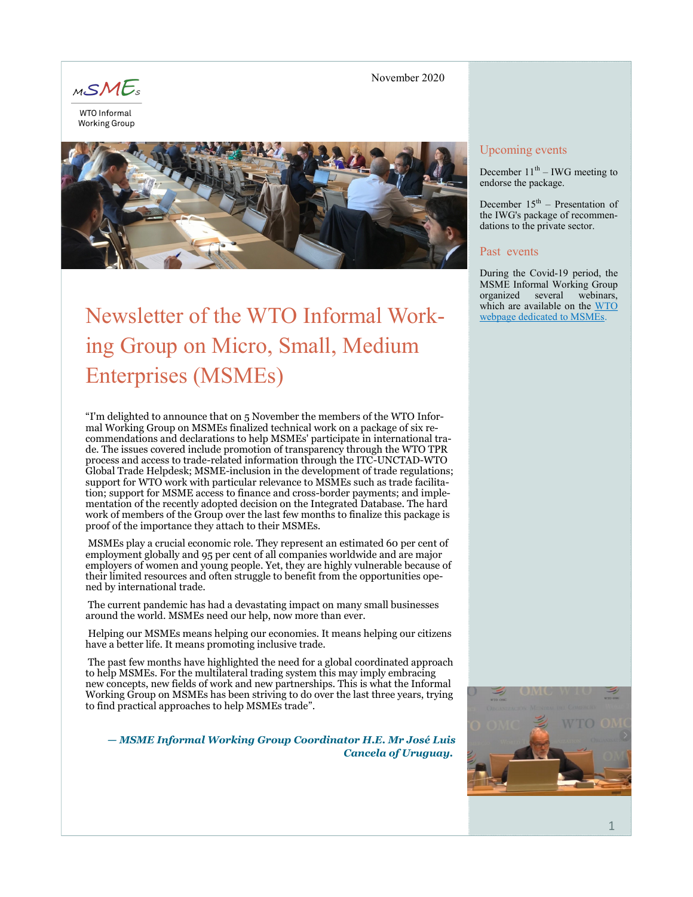MSMEs

WTO Informal Working Group

November 2020

# Newsletter of the WTO Informal Working Group on Micro, Small, Medium Enterprises (MSMEs)

"I'm delighted to announce that on 5 November the members of the WTO Informal Working Group on MSMEs finalized technical work on a package of six recommendations and declarations to help MSMEs' participate in international trade. The issues covered include promotion of transparency through the WTO TPR process and access to trade-related information through the ITC-UNCTAD-WTO Global Trade Helpdesk; MSME-inclusion in the development of trade regulations; support for WTO work with particular relevance to MSMEs such as trade facilitation; support for MSME access to finance and cross-border payments; and implementation of the recently adopted decision on the Integrated Database. The hard work of members of the Group over the last few months to finalize this package is proof of the importance they attach to their MSMEs.

MSMEs play a crucial economic role. They represent an estimated 60 per cent of employment globally and 95 per cent of all companies worldwide and are major employers of women and young people. Yet, they are highly vulnerable because of their limited resources and often struggle to benefit from the opportunities opened by international trade.

The current pandemic has had a devastating impact on many small businesses around the world. MSMEs need our help, now more than ever.

Helping our MSMEs means helping our economies. It means helping our citizens have a better life. It means promoting inclusive trade.

The past few months have highlighted the need for a global coordinated approach to help MSMEs. For the multilateral trading system this may imply embracing new concepts, new fields of work and new partnerships. This is what the Informal Working Group on MSMEs has been striving to do over the last three years, trying to find practical approaches to help MSMEs trade".

***— MSME Informal Working Group Coordinator H.E. Mr José Luis Cancela of Uruguay.***

## Upcoming events

December 11th – IWG meeting to endorse the package.

December 15th – Presentation of the IWG's package of recommendations to the private sector.

## Past events

During the Covid-19 period, the MSME Informal Working Group organized several webinars, which are available on the WTO webpage dedicated to MSMEs.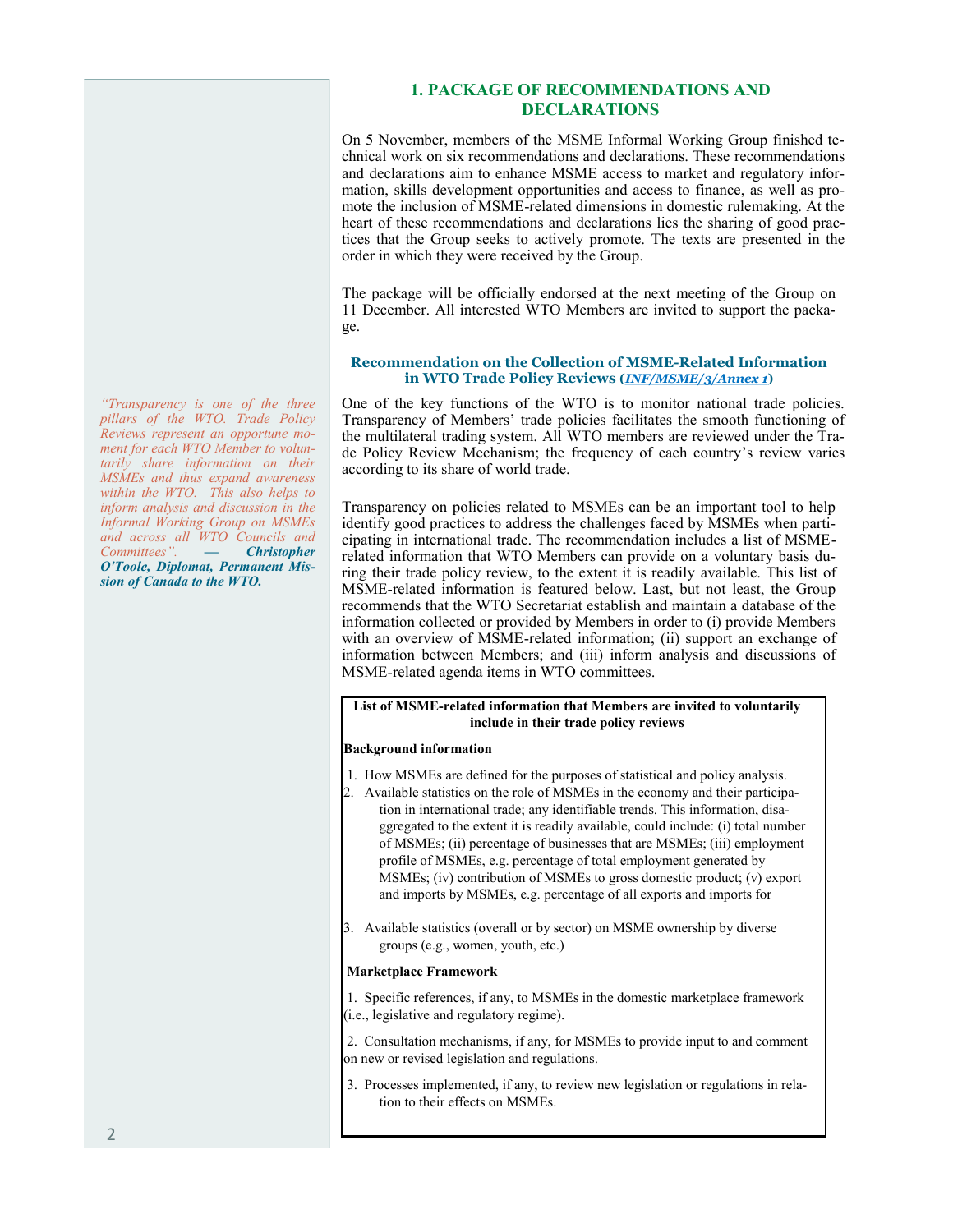## 1. PACKAGE OF RECOMMENDATIONS AND DECLARATIONS

On 5 November, members of the MSME Informal Working Group finished technical work on six recommendations and declarations. These recommendations and declarations aim to enhance MSME access to market and regulatory information, skills development opportunities and access to finance, as well as promote the inclusion of MSME-related dimensions in domestic rulemaking. At the heart of these recommendations and declarations lies the sharing of good practices that the Group seeks to actively promote. The texts are presented in the order in which they were received by the Group.

The package will be officially endorsed at the next meeting of the Group on 11 December. All interested WTO Members are invited to support the package.

### Recommendation on the Collection of MSME-Related Information in WTO Trade Policy Reviews (*INF/MSME/3/Annex 1*)

*"Transparency is one of the three pillars of the WTO. Trade Policy Reviews represent an opportune moment for each WTO Member to voluntarily share information on their MSMEs and thus expand awareness within the WTO. This also helps to inform analysis and discussion in the Informal Working Group on MSMEs and across all WTO Councils and Committees".* ***— Christopher O'Toole, Diplomat, Permanent Mission of Canada to the WTO.***

One of the key functions of the WTO is to monitor national trade policies. Transparency of Members' trade policies facilitates the smooth functioning of the multilateral trading system. All WTO members are reviewed under the Trade Policy Review Mechanism; the frequency of each country's review varies according to its share of world trade.

Transparency on policies related to MSMEs can be an important tool to help identify good practices to address the challenges faced by MSMEs when participating in international trade. The recommendation includes a list of MSME-related information that WTO Members can provide on a voluntary basis during their trade policy review, to the extent it is readily available. This list of MSME-related information is featured below. Last, but not least, the Group recommends that the WTO Secretariat establish and maintain a database of the information collected or provided by Members in order to (i) provide Members with an overview of MSME-related information; (ii) support an exchange of information between Members; and (iii) inform analysis and discussions of MSME-related agenda items in WTO committees.

**List of MSME-related information that Members are invited to voluntarily include in their trade policy reviews**

**Background information**

1. How MSMEs are defined for the purposes of statistical and policy analysis.
2. Available statistics on the role of MSMEs in the economy and their participation in international trade; any identifiable trends. This information, disaggregated to the extent it is readily available, could include: (i) total number of MSMEs; (ii) percentage of businesses that are MSMEs; (iii) employment profile of MSMEs, e.g. percentage of total employment generated by MSMEs; (iv) contribution of MSMEs to gross domestic product; (v) export and imports by MSMEs, e.g. percentage of all exports and imports for
3. Available statistics (overall or by sector) on MSME ownership by diverse groups (e.g., women, youth, etc.)

**Marketplace Framework**

1. Specific references, if any, to MSMEs in the domestic marketplace framework (i.e., legislative and regulatory regime).
2. Consultation mechanisms, if any, for MSMEs to provide input to and comment on new or revised legislation and regulations.
3. Processes implemented, if any, to review new legislation or regulations in relation to their effects on MSMEs.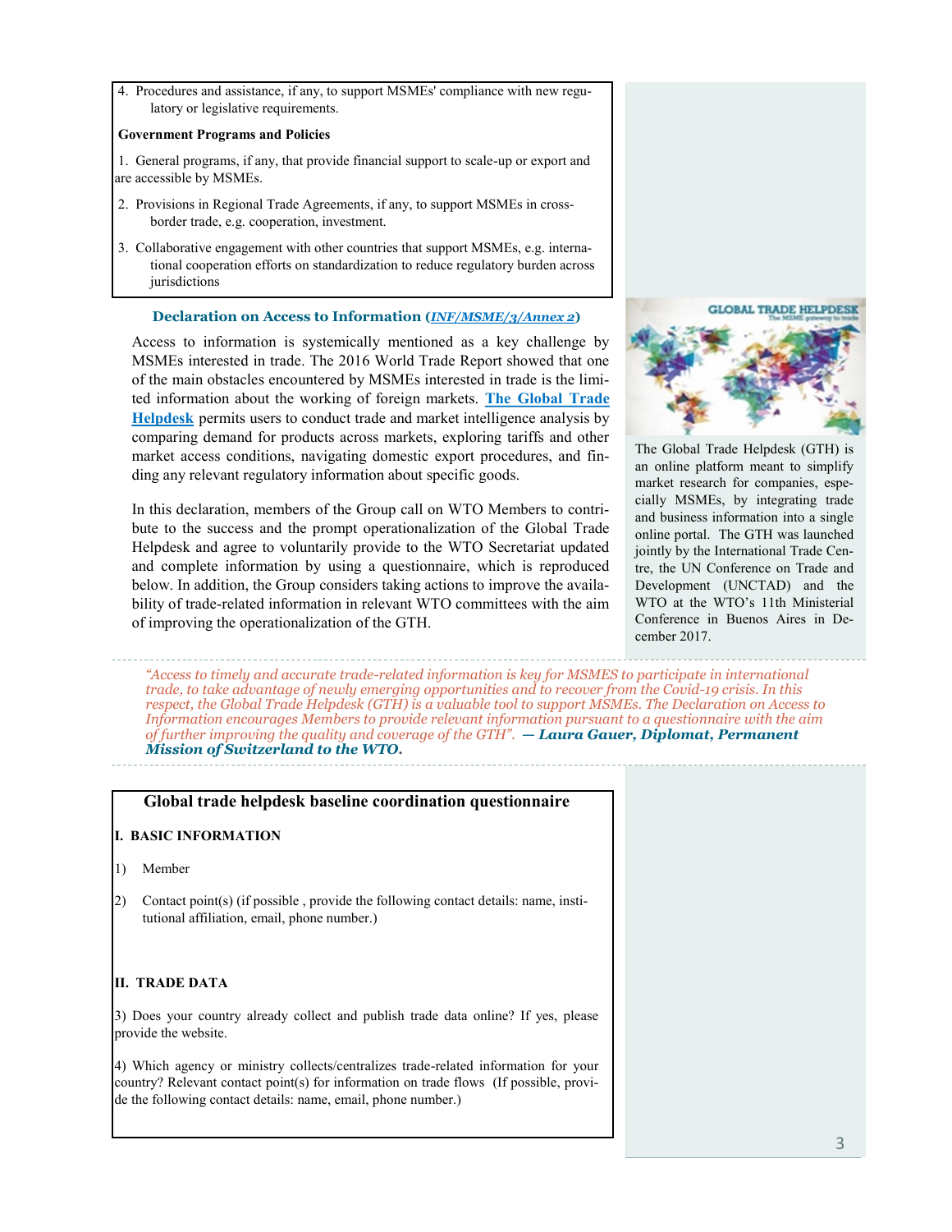4. Procedures and assistance, if any, to support MSMEs' compliance with new regulatory or legislative requirements.

**Government Programs and Policies**

1. General programs, if any, that provide financial support to scale-up or export and are accessible by MSMEs.
2. Provisions in Regional Trade Agreements, if any, to support MSMEs in cross-border trade, e.g. cooperation, investment.
3. Collaborative engagement with other countries that support MSMEs, e.g. international cooperation efforts on standardization to reduce regulatory burden across jurisdictions

### Declaration on Access to Information (*INF/MSME/3/Annex 2*)

Access to information is systemically mentioned as a key challenge by MSMEs interested in trade. The 2016 World Trade Report showed that one of the main obstacles encountered by MSMEs interested in trade is the limited information about the working of foreign markets. **The Global Trade Helpdesk** permits users to conduct trade and market intelligence analysis by comparing demand for products across markets, exploring tariffs and other market access conditions, navigating domestic export procedures, and finding any relevant regulatory information about specific goods.

In this declaration, members of the Group call on WTO Members to contribute to the success and the prompt operationalization of the Global Trade Helpdesk and agree to voluntarily provide to the WTO Secretariat updated and complete information by using a questionnaire, which is reproduced below. In addition, the Group considers taking actions to improve the availability of trade-related information in relevant WTO committees with the aim of improving the operationalization of the GTH.

The Global Trade Helpdesk (GTH) is an online platform meant to simplify market research for companies, especially MSMEs, by integrating trade and business information into a single online portal. The GTH was launched jointly by the International Trade Centre, the UN Conference on Trade and Development (UNCTAD) and the WTO at the WTO's 11th Ministerial Conference in Buenos Aires in December 2017.

*"Access to timely and accurate trade-related information is key for MSMES to participate in international trade, to take advantage of newly emerging opportunities and to recover from the Covid-19 crisis. In this respect, the Global Trade Helpdesk (GTH) is a valuable tool to support MSMEs. The Declaration on Access to Information encourages Members to provide relevant information pursuant to a questionnaire with the aim of further improving the quality and coverage of the GTH".* ***— Laura Gauer, Diplomat, Permanent Mission of Switzerland to the WTO.***

### Global trade helpdesk baseline coordination questionnaire

**I. BASIC INFORMATION**

1) Member

2) Contact point(s) (if possible , provide the following contact details: name, institutional affiliation, email, phone number.)

**II. TRADE DATA**

3) Does your country already collect and publish trade data online? If yes, please provide the website.

4) Which agency or ministry collects/centralizes trade-related information for your country? Relevant contact point(s) for information on trade flows (If possible, provide the following contact details: name, email, phone number.)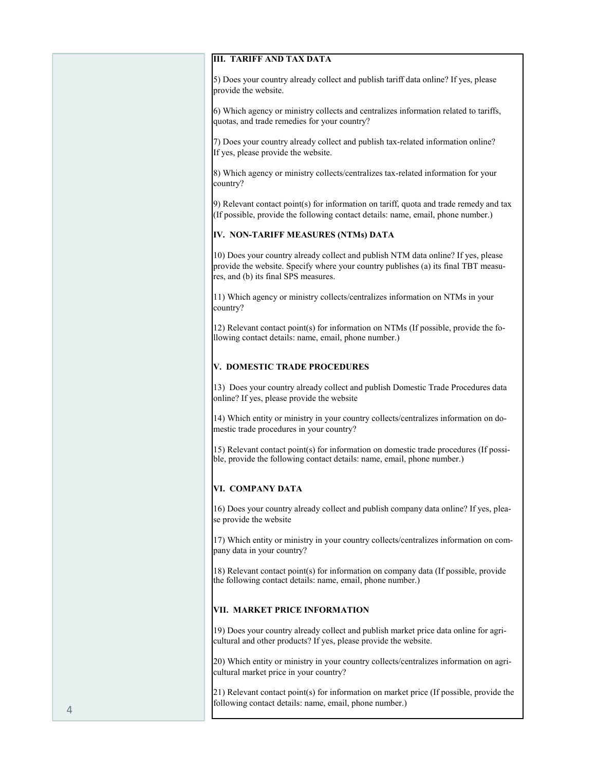## III. TARIFF AND TAX DATA

5) Does your country already collect and publish tariff data online? If yes, please provide the website.

6) Which agency or ministry collects and centralizes information related to tariffs, quotas, and trade remedies for your country?

7) Does your country already collect and publish tax-related information online? If yes, please provide the website.

8) Which agency or ministry collects/centralizes tax-related information for your country?

9) Relevant contact point(s) for information on tariff, quota and trade remedy and tax (If possible, provide the following contact details: name, email, phone number.)

## IV. NON-TARIFF MEASURES (NTMs) DATA

10) Does your country already collect and publish NTM data online? If yes, please provide the website. Specify where your country publishes (a) its final TBT measures, and (b) its final SPS measures.

11) Which agency or ministry collects/centralizes information on NTMs in your country?

12) Relevant contact point(s) for information on NTMs (If possible, provide the following contact details: name, email, phone number.)

## V. DOMESTIC TRADE PROCEDURES

13) Does your country already collect and publish Domestic Trade Procedures data online? If yes, please provide the website

14) Which entity or ministry in your country collects/centralizes information on domestic trade procedures in your country?

15) Relevant contact point(s) for information on domestic trade procedures (If possible, provide the following contact details: name, email, phone number.)

## VI. COMPANY DATA

16) Does your country already collect and publish company data online? If yes, please provide the website

17) Which entity or ministry in your country collects/centralizes information on company data in your country?

18) Relevant contact point(s) for information on company data (If possible, provide the following contact details: name, email, phone number.)

## VII. MARKET PRICE INFORMATION

19) Does your country already collect and publish market price data online for agricultural and other products? If yes, please provide the website.

20) Which entity or ministry in your country collects/centralizes information on agricultural market price in your country?

21) Relevant contact point(s) for information on market price (If possible, provide the following contact details: name, email, phone number.)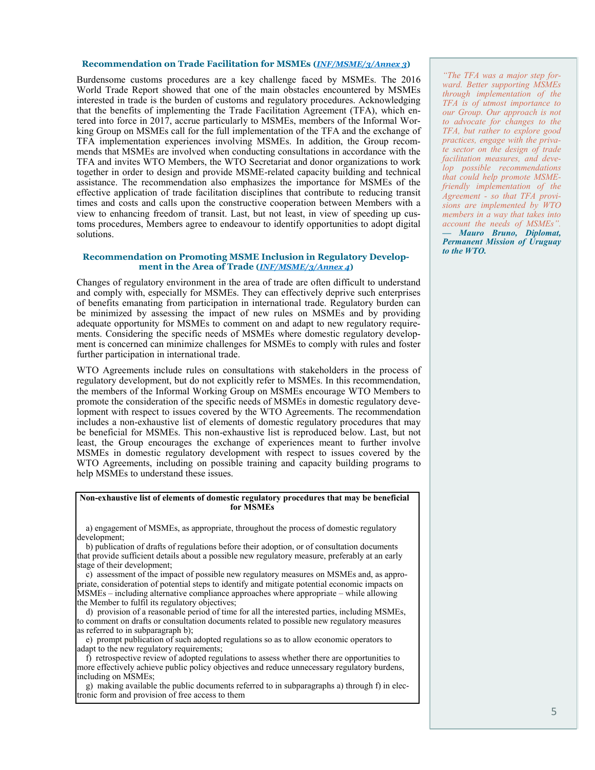### Recommendation on Trade Facilitation for MSMEs (*INF/MSME/3/Annex 3*)

Burdensome customs procedures are a key challenge faced by MSMEs. The 2016 World Trade Report showed that one of the main obstacles encountered by MSMEs interested in trade is the burden of customs and regulatory procedures. Acknowledging that the benefits of implementing the Trade Facilitation Agreement (TFA), which entered into force in 2017, accrue particularly to MSMEs, members of the Informal Working Group on MSMEs call for the full implementation of the TFA and the exchange of TFA implementation experiences involving MSMEs. In addition, the Group recommends that MSMEs are involved when conducting consultations in accordance with the TFA and invites WTO Members, the WTO Secretariat and donor organizations to work together in order to design and provide MSME-related capacity building and technical assistance. The recommendation also emphasizes the importance for MSMEs of the effective application of trade facilitation disciplines that contribute to reducing transit times and costs and calls upon the constructive cooperation between Members with a view to enhancing freedom of transit. Last, but not least, in view of speeding up customs procedures, Members agree to endeavour to identify opportunities to adopt digital solutions.

*"The TFA was a major step forward. Better supporting MSMEs through implementation of the TFA is of utmost importance to our Group. Our approach is not to advocate for changes to the TFA, but rather to explore good practices, engage with the private sector on the design of trade facilitation measures, and develop possible recommendations that could help promote MSME-friendly implementation of the Agreement - so that TFA provisions are implemented by WTO members in a way that takes into account the needs of MSMEs".*
***— Mauro Bruno, Diplomat, Permanent Mission of Uruguay to the WTO.***

### Recommendation on Promoting MSME Inclusion in Regulatory Development in the Area of Trade (*INF/MSME/3/Annex 4*)

Changes of regulatory environment in the area of trade are often difficult to understand and comply with, especially for MSMEs. They can effectively deprive such enterprises of benefits emanating from participation in international trade. Regulatory burden can be minimized by assessing the impact of new rules on MSMEs and by providing adequate opportunity for MSMEs to comment on and adapt to new regulatory requirements. Considering the specific needs of MSMEs where domestic regulatory development is concerned can minimize challenges for MSMEs to comply with rules and foster further participation in international trade.

WTO Agreements include rules on consultations with stakeholders in the process of regulatory development, but do not explicitly refer to MSMEs. In this recommendation, the members of the Informal Working Group on MSMEs encourage WTO Members to promote the consideration of the specific needs of MSMEs in domestic regulatory development with respect to issues covered by the WTO Agreements. The recommendation includes a non-exhaustive list of elements of domestic regulatory procedures that may be beneficial for MSMEs. This non-exhaustive list is reproduced below. Last, but not least, the Group encourages the exchange of experiences meant to further involve MSMEs in domestic regulatory development with respect to issues covered by the WTO Agreements, including on possible training and capacity building programs to help MSMEs to understand these issues.

**Non-exhaustive list of elements of domestic regulatory procedures that may be beneficial for MSMEs**

a) engagement of MSMEs, as appropriate, throughout the process of domestic regulatory development;

b) publication of drafts of regulations before their adoption, or of consultation documents that provide sufficient details about a possible new regulatory measure, preferably at an early stage of their development;

c) assessment of the impact of possible new regulatory measures on MSMEs and, as appropriate, consideration of potential steps to identify and mitigate potential economic impacts on MSMEs – including alternative compliance approaches where appropriate – while allowing the Member to fulfil its regulatory objectives;

d) provision of a reasonable period of time for all the interested parties, including MSMEs, to comment on drafts or consultation documents related to possible new regulatory measures as referred to in subparagraph b);

e) prompt publication of such adopted regulations so as to allow economic operators to adapt to the new regulatory requirements;

f) retrospective review of adopted regulations to assess whether there are opportunities to more effectively achieve public policy objectives and reduce unnecessary regulatory burdens, including on MSMEs;

g) making available the public documents referred to in subparagraphs a) through f) in electronic form and provision of free access to them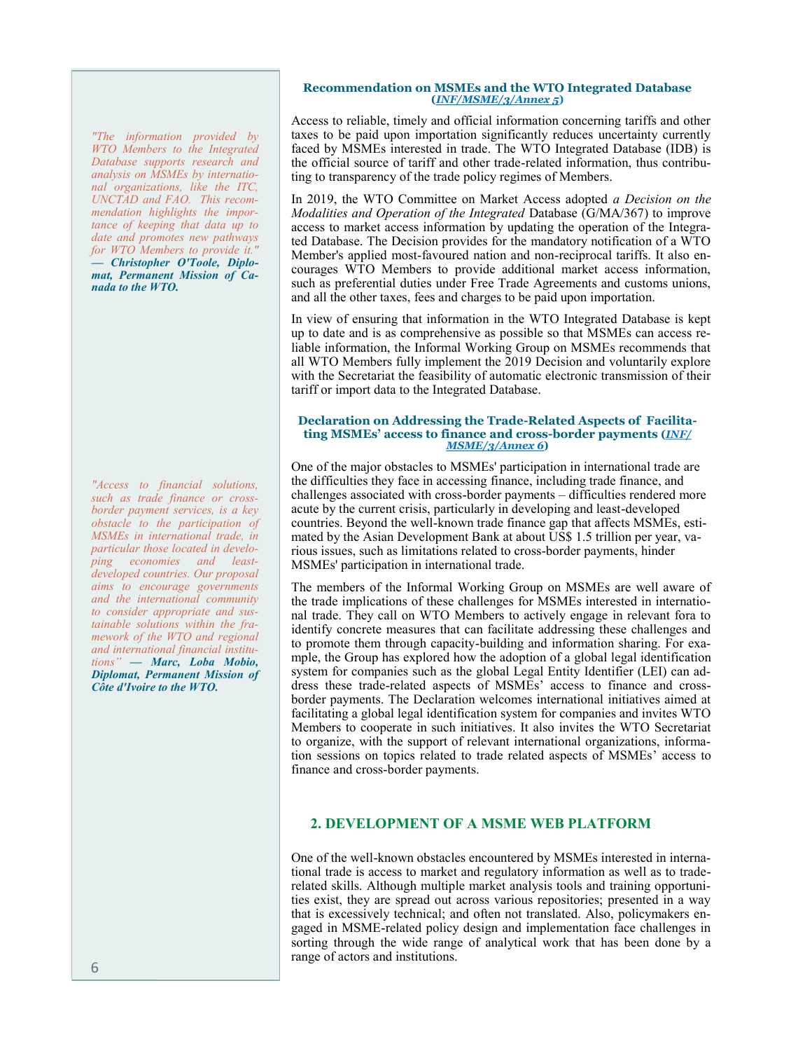*"The information provided by WTO Members to the Integrated Database supports research and analysis on MSMEs by international organizations, like the ITC, UNCTAD and FAO. This recommendation highlights the importance of keeping that data up to date and promotes new pathways for WTO Members to provide it."* ***— Christopher O'Toole, Diplomat, Permanent Mission of Canada to the WTO.***

### Recommendation on MSMEs and the WTO Integrated Database (*INF/MSME/3/Annex 5*)

Access to reliable, timely and official information concerning tariffs and other taxes to be paid upon importation significantly reduces uncertainty currently faced by MSMEs interested in trade. The WTO Integrated Database (IDB) is the official source of tariff and other trade-related information, thus contributing to transparency of the trade policy regimes of Members.

In 2019, the WTO Committee on Market Access adopted *a Decision on the Modalities and Operation of the Integrated* Database (G/MA/367) to improve access to market access information by updating the operation of the Integrated Database. The Decision provides for the mandatory notification of a WTO Member's applied most-favoured nation and non-reciprocal tariffs. It also encourages WTO Members to provide additional market access information, such as preferential duties under Free Trade Agreements and customs unions, and all the other taxes, fees and charges to be paid upon importation.

In view of ensuring that information in the WTO Integrated Database is kept up to date and is as comprehensive as possible so that MSMEs can access reliable information, the Informal Working Group on MSMEs recommends that all WTO Members fully implement the 2019 Decision and voluntarily explore with the Secretariat the feasibility of automatic electronic transmission of their tariff or import data to the Integrated Database.

*"Access to financial solutions, such as trade finance or cross-border payment services, is a key obstacle to the participation of MSMEs in international trade, in particular those located in developing economies and least-developed countries. Our proposal aims to encourage governments and the international community to consider appropriate and sustainable solutions within the framework of the WTO and regional and international financial institutions"* ***— Marc, Loba Mobio, Diplomat, Permanent Mission of Côte d'Ivoire to the WTO.***

### Declaration on Addressing the Trade-Related Aspects of Facilitating MSMEs' access to finance and cross-border payments (*INF/MSME/3/Annex 6*)

One of the major obstacles to MSMEs' participation in international trade are the difficulties they face in accessing finance, including trade finance, and challenges associated with cross-border payments – difficulties rendered more acute by the current crisis, particularly in developing and least-developed countries. Beyond the well-known trade finance gap that affects MSMEs, estimated by the Asian Development Bank at about US$ 1.5 trillion per year, various issues, such as limitations related to cross-border payments, hinder MSMEs' participation in international trade.

The members of the Informal Working Group on MSMEs are well aware of the trade implications of these challenges for MSMEs interested in international trade. They call on WTO Members to actively engage in relevant fora to identify concrete measures that can facilitate addressing these challenges and to promote them through capacity-building and information sharing. For example, the Group has explored how the adoption of a global legal identification system for companies such as the global Legal Entity Identifier (LEI) can address these trade-related aspects of MSMEs' access to finance and cross-border payments. The Declaration welcomes international initiatives aimed at facilitating a global legal identification system for companies and invites WTO Members to cooperate in such initiatives. It also invites the WTO Secretariat to organize, with the support of relevant international organizations, information sessions on topics related to trade related aspects of MSMEs' access to finance and cross-border payments.

## 2. DEVELOPMENT OF A MSME WEB PLATFORM

One of the well-known obstacles encountered by MSMEs interested in international trade is access to market and regulatory information as well as to trade-related skills. Although multiple market analysis tools and training opportunities exist, they are spread out across various repositories; presented in a way that is excessively technical; and often not translated. Also, policymakers engaged in MSME-related policy design and implementation face challenges in sorting through the wide range of analytical work that has been done by a range of actors and institutions.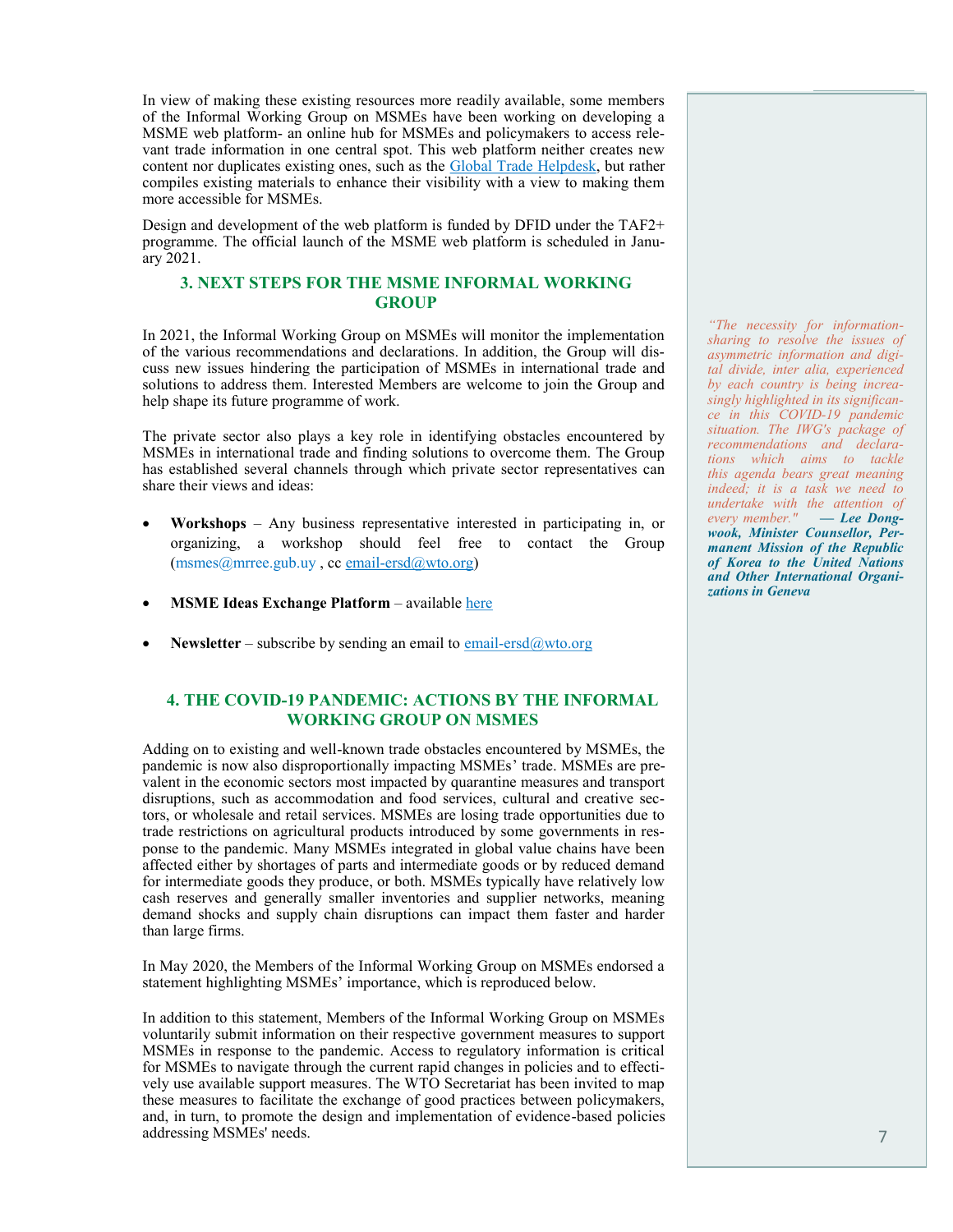In view of making these existing resources more readily available, some members of the Informal Working Group on MSMEs have been working on developing a MSME web platform- an online hub for MSMEs and policymakers to access relevant trade information in one central spot. This web platform neither creates new content nor duplicates existing ones, such as the [Global Trade Helpdesk](), but rather compiles existing materials to enhance their visibility with a view to making them more accessible for MSMEs.

Design and development of the web platform is funded by DFID under the TAF2+ programme. The official launch of the MSME web platform is scheduled in January 2021.

## 3. NEXT STEPS FOR THE MSME INFORMAL WORKING GROUP

In 2021, the Informal Working Group on MSMEs will monitor the implementation of the various recommendations and declarations. In addition, the Group will discuss new issues hindering the participation of MSMEs in international trade and solutions to address them. Interested Members are welcome to join the Group and help shape its future programme of work.

The private sector also plays a key role in identifying obstacles encountered by MSMEs in international trade and finding solutions to overcome them. The Group has established several channels through which private sector representatives can share their views and ideas:

- **Workshops** – Any business representative interested in participating in, or organizing, a workshop should feel free to contact the Group (msmes@mrree.gub.uy , cc email-ersd@wto.org)
- **MSME Ideas Exchange Platform** – available here
- **Newsletter** – subscribe by sending an email to email-ersd@wto.org

*"The necessity for information-sharing to resolve the issues of asymmetric information and digital divide, inter alia, experienced by each country is being increasingly highlighted in its significance in this COVID-19 pandemic situation. The IWG's package of recommendations and declarations which aims to tackle this agenda bears great meaning indeed; it is a task we need to undertake with the attention of every member."* ***— Lee Dong-wook, Minister Counsellor, Permanent Mission of the Republic of Korea to the United Nations and Other International Organizations in Geneva***

## 4. THE COVID-19 PANDEMIC: ACTIONS BY THE INFORMAL WORKING GROUP ON MSMES

Adding on to existing and well-known trade obstacles encountered by MSMEs, the pandemic is now also disproportionally impacting MSMEs' trade. MSMEs are prevalent in the economic sectors most impacted by quarantine measures and transport disruptions, such as accommodation and food services, cultural and creative sectors, or wholesale and retail services. MSMEs are losing trade opportunities due to trade restrictions on agricultural products introduced by some governments in response to the pandemic. Many MSMEs integrated in global value chains have been affected either by shortages of parts and intermediate goods or by reduced demand for intermediate goods they produce, or both. MSMEs typically have relatively low cash reserves and generally smaller inventories and supplier networks, meaning demand shocks and supply chain disruptions can impact them faster and harder than large firms.

In May 2020, the Members of the Informal Working Group on MSMEs endorsed a statement highlighting MSMEs' importance, which is reproduced below.

In addition to this statement, Members of the Informal Working Group on MSMEs voluntarily submit information on their respective government measures to support MSMEs in response to the pandemic. Access to regulatory information is critical for MSMEs to navigate through the current rapid changes in policies and to effectively use available support measures. The WTO Secretariat has been invited to map these measures to facilitate the exchange of good practices between policymakers, and, in turn, to promote the design and implementation of evidence-based policies addressing MSMEs' needs.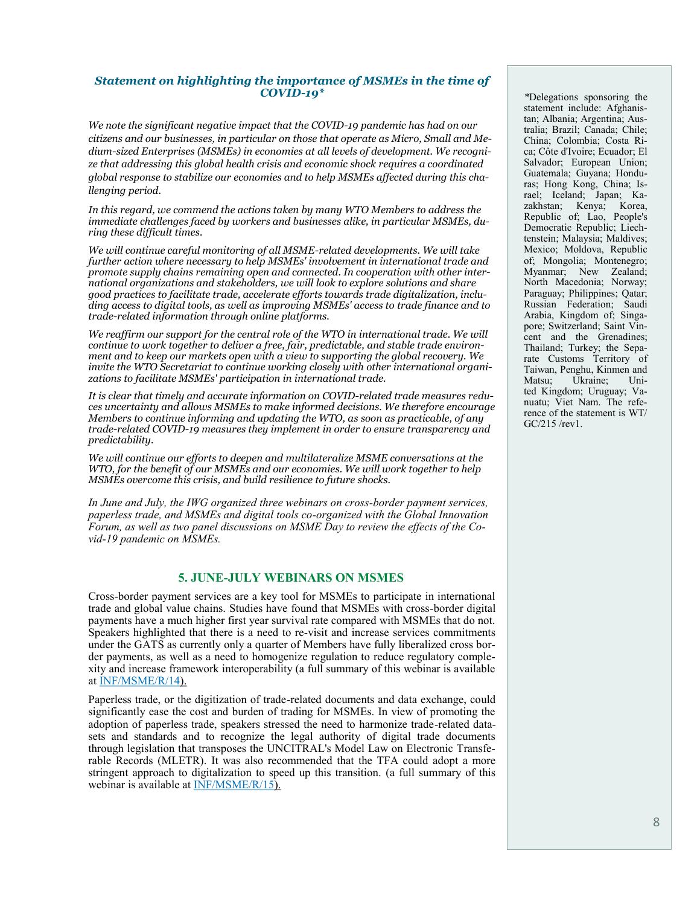### *Statement on highlighting the importance of MSMEs in the time of COVID-19**

*We note the significant negative impact that the COVID-19 pandemic has had on our citizens and our businesses, in particular on those that operate as Micro, Small and Medium-sized Enterprises (MSMEs) in economies at all levels of development. We recognize that addressing this global health crisis and economic shock requires a coordinated global response to stabilize our economies and to help MSMEs affected during this challenging period.*

*In this regard, we commend the actions taken by many WTO Members to address the immediate challenges faced by workers and businesses alike, in particular MSMEs, during these difficult times.*

*We will continue careful monitoring of all MSME-related developments. We will take further action where necessary to help MSMEs' involvement in international trade and promote supply chains remaining open and connected. In cooperation with other international organizations and stakeholders, we will look to explore solutions and share good practices to facilitate trade, accelerate efforts towards trade digitalization, including access to digital tools, as well as improving MSMEs' access to trade finance and to trade-related information through online platforms.*

*We reaffirm our support for the central role of the WTO in international trade. We will continue to work together to deliver a free, fair, predictable, and stable trade environment and to keep our markets open with a view to supporting the global recovery. We invite the WTO Secretariat to continue working closely with other international organizations to facilitate MSMEs' participation in international trade.*

*It is clear that timely and accurate information on COVID-related trade measures reduces uncertainty and allows MSMEs to make informed decisions. We therefore encourage Members to continue informing and updating the WTO, as soon as practicable, of any trade-related COVID-19 measures they implement in order to ensure transparency and predictability.*

*We will continue our efforts to deepen and multilateralize MSME conversations at the WTO, for the benefit of our MSMEs and our economies. We will work together to help MSMEs overcome this crisis, and build resilience to future shocks.*

*In June and July, the IWG organized three webinars on cross-border payment services, paperless trade, and MSMEs and digital tools co-organized with the Global Innovation Forum, as well as two panel discussions on MSME Day to review the effects of the Covid-19 pandemic on MSMEs.*

*Delegations sponsoring the statement include: Afghanistan; Albania; Argentina; Australia; Brazil; Canada; Chile; China; Colombia; Costa Rica; Côte d'Ivoire; Ecuador; El Salvador; European Union; Guatemala; Guyana; Honduras; Hong Kong, China; Israel; Iceland; Japan; Kazakhstan; Kenya; Korea, Republic of; Lao, People's Democratic Republic; Liechtenstein; Malaysia; Maldives; Mexico; Moldova, Republic of; Mongolia; Montenegro; Myanmar; New Zealand; North Macedonia; Norway; Paraguay; Philippines; Qatar; Russian Federation; Saudi Arabia, Kingdom of; Singapore; Switzerland; Saint Vincent and the Grenadines; Thailand; Turkey; the Separate Customs Territory of Taiwan, Penghu, Kinmen and Matsu; Ukraine; United Kingdom; Uruguay; Vanuatu; Viet Nam. The reference of the statement is WT/GC/215 /rev1.

## 5. JUNE-JULY WEBINARS ON MSMES

Cross-border payment services are a key tool for MSMEs to participate in international trade and global value chains. Studies have found that MSMEs with cross-border digital payments have a much higher first year survival rate compared with MSMEs that do not. Speakers highlighted that there is a need to re-visit and increase services commitments under the GATS as currently only a quarter of Members have fully liberalized cross border payments, as well as a need to homogenize regulation to reduce regulatory complexity and increase framework interoperability (a full summary of this webinar is available at INF/MSME/R/14).

Paperless trade, or the digitization of trade-related documents and data exchange, could significantly ease the cost and burden of trading for MSMEs. In view of promoting the adoption of paperless trade, speakers stressed the need to harmonize trade-related datasets and standards and to recognize the legal authority of digital trade documents through legislation that transposes the UNCITRAL's Model Law on Electronic Transferable Records (MLETR). It was also recommended that the TFA could adopt a more stringent approach to digitalization to speed up this transition. (a full summary of this webinar is available at INF/MSME/R/15).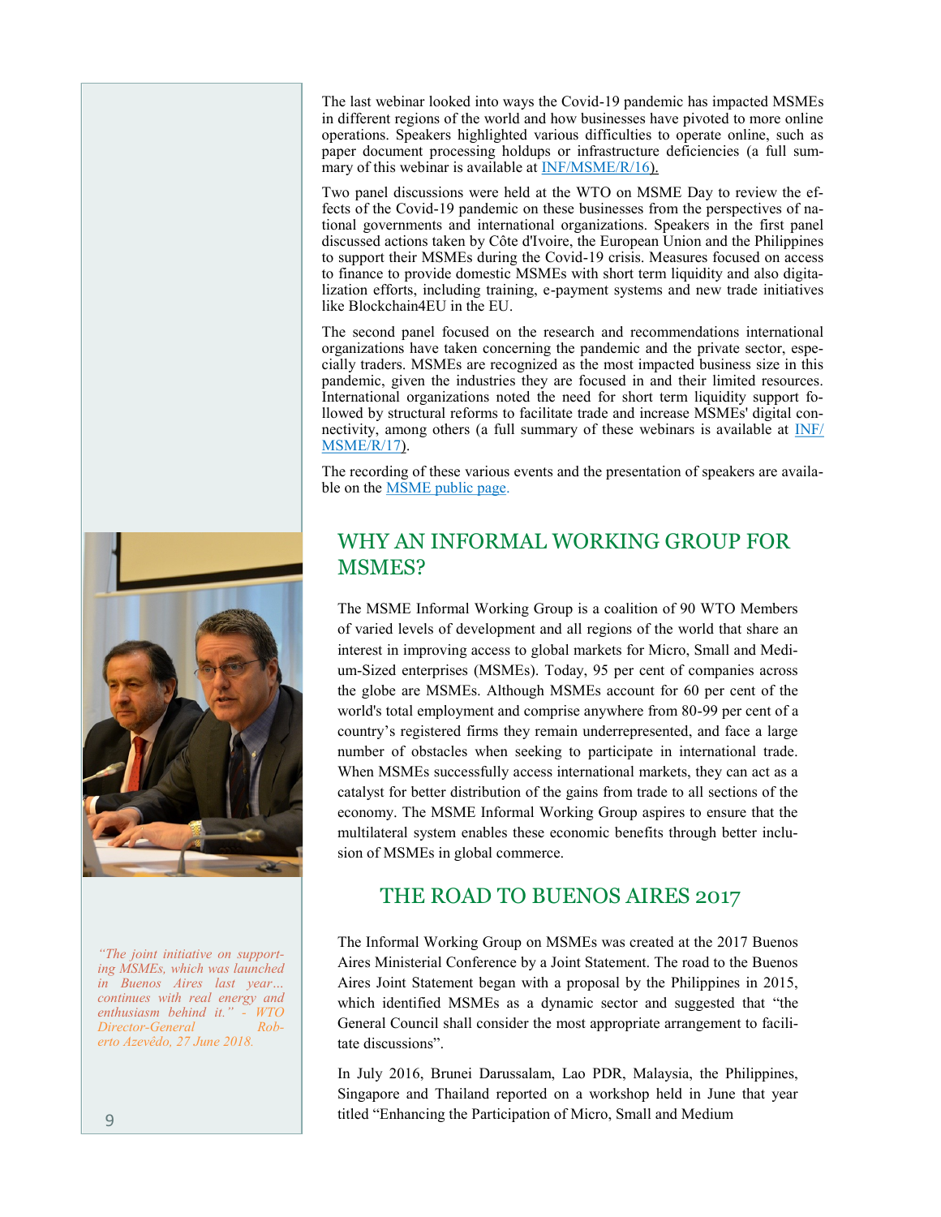The last webinar looked into ways the Covid-19 pandemic has impacted MSMEs in different regions of the world and how businesses have pivoted to more online operations. Speakers highlighted various difficulties to operate online, such as paper document processing holdups or infrastructure deficiencies (a full summary of this webinar is available at [INF/MSME/R/16](INF/MSME/R/16)).

Two panel discussions were held at the WTO on MSME Day to review the effects of the Covid-19 pandemic on these businesses from the perspectives of national governments and international organizations. Speakers in the first panel discussed actions taken by Côte d'Ivoire, the European Union and the Philippines to support their MSMEs during the Covid-19 crisis. Measures focused on access to finance to provide domestic MSMEs with short term liquidity and also digitalization efforts, including training, e-payment systems and new trade initiatives like Blockchain4EU in the EU.

The second panel focused on the research and recommendations international organizations have taken concerning the pandemic and the private sector, especially traders. MSMEs are recognized as the most impacted business size in this pandemic, given the industries they are focused in and their limited resources. International organizations noted the need for short term liquidity support followed by structural reforms to facilitate trade and increase MSMEs' digital connectivity, among others (a full summary of these webinars is available at [INF/MSME/R/17](INF/MSME/R/17)).

The recording of these various events and the presentation of speakers are available on the [MSME public page](MSME public page).

*"The joint initiative on supporting MSMEs, which was launched in Buenos Aires last year… continues with real energy and enthusiasm behind it." - WTO Director-General Roberto Azevêdo, 27 June 2018.*

## WHY AN INFORMAL WORKING GROUP FOR MSMES?

The MSME Informal Working Group is a coalition of 90 WTO Members of varied levels of development and all regions of the world that share an interest in improving access to global markets for Micro, Small and Medium-Sized enterprises (MSMEs). Today, 95 per cent of companies across the globe are MSMEs. Although MSMEs account for 60 per cent of the world's total employment and comprise anywhere from 80-99 per cent of a country's registered firms they remain underrepresented, and face a large number of obstacles when seeking to participate in international trade. When MSMEs successfully access international markets, they can act as a catalyst for better distribution of the gains from trade to all sections of the economy. The MSME Informal Working Group aspires to ensure that the multilateral system enables these economic benefits through better inclusion of MSMEs in global commerce.

## THE ROAD TO BUENOS AIRES 2017

The Informal Working Group on MSMEs was created at the 2017 Buenos Aires Ministerial Conference by a Joint Statement. The road to the Buenos Aires Joint Statement began with a proposal by the Philippines in 2015, which identified MSMEs as a dynamic sector and suggested that "the General Council shall consider the most appropriate arrangement to facilitate discussions".

In July 2016, Brunei Darussalam, Lao PDR, Malaysia, the Philippines, Singapore and Thailand reported on a workshop held in June that year titled "Enhancing the Participation of Micro, Small and Medium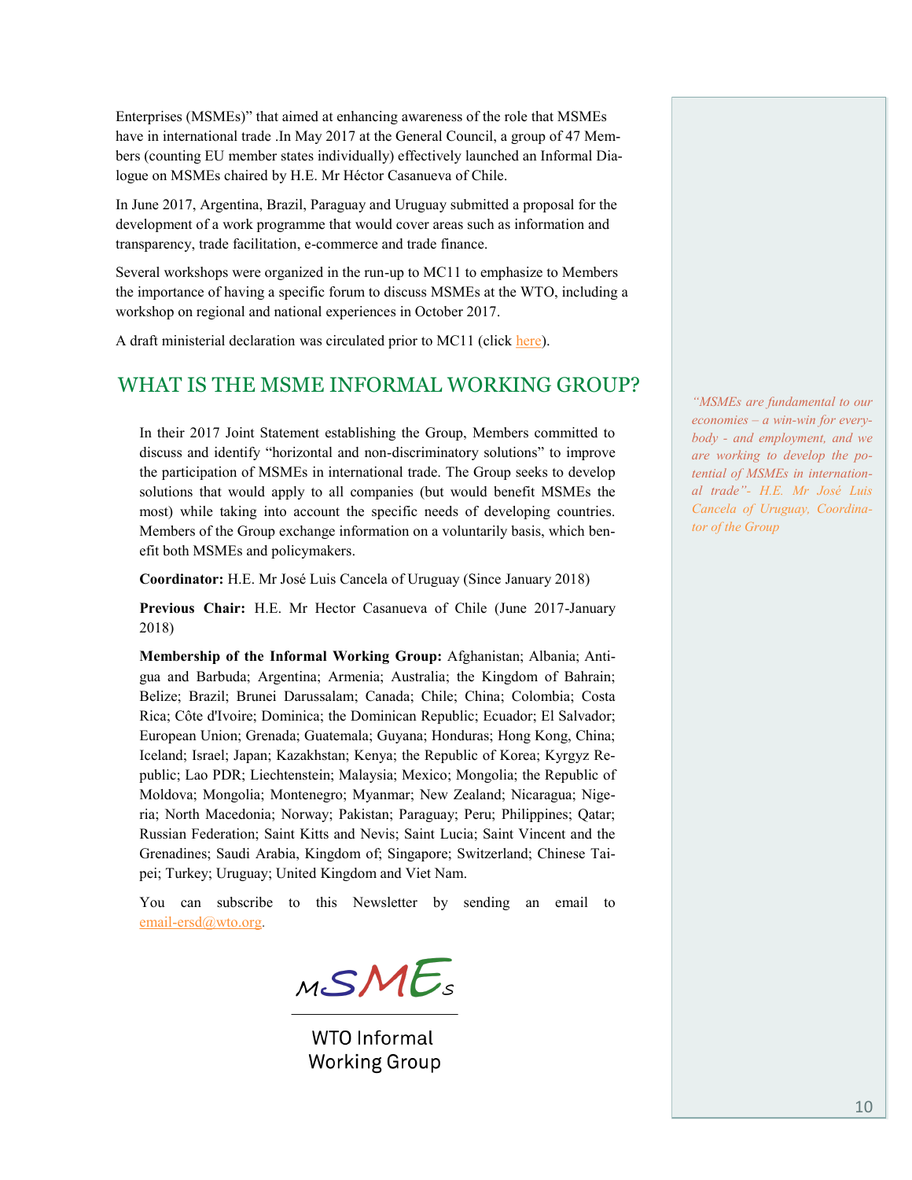Enterprises (MSMEs)" that aimed at enhancing awareness of the role that MSMEs have in international trade .In May 2017 at the General Council, a group of 47 Members (counting EU member states individually) effectively launched an Informal Dialogue on MSMEs chaired by H.E. Mr Héctor Casanueva of Chile.

In June 2017, Argentina, Brazil, Paraguay and Uruguay submitted a proposal for the development of a work programme that would cover areas such as information and transparency, trade facilitation, e-commerce and trade finance.

Several workshops were organized in the run-up to MC11 to emphasize to Members the importance of having a specific forum to discuss MSMEs at the WTO, including a workshop on regional and national experiences in October 2017.

A draft ministerial declaration was circulated prior to MC11 (click here).

## WHAT IS THE MSME INFORMAL WORKING GROUP?

In their 2017 Joint Statement establishing the Group, Members committed to discuss and identify "horizontal and non-discriminatory solutions" to improve the participation of MSMEs in international trade. The Group seeks to develop solutions that would apply to all companies (but would benefit MSMEs the most) while taking into account the specific needs of developing countries. Members of the Group exchange information on a voluntarily basis, which benefit both MSMEs and policymakers.

**Coordinator:** H.E. Mr José Luis Cancela of Uruguay (Since January 2018)

**Previous Chair:** H.E. Mr Hector Casanueva of Chile (June 2017-January 2018)

**Membership of the Informal Working Group:** Afghanistan; Albania; Antigua and Barbuda; Argentina; Armenia; Australia; the Kingdom of Bahrain; Belize; Brazil; Brunei Darussalam; Canada; Chile; China; Colombia; Costa Rica; Côte d'Ivoire; Dominica; the Dominican Republic; Ecuador; El Salvador; European Union; Grenada; Guatemala; Guyana; Honduras; Hong Kong, China; Iceland; Israel; Japan; Kazakhstan; Kenya; the Republic of Korea; Kyrgyz Republic; Lao PDR; Liechtenstein; Malaysia; Mexico; Mongolia; the Republic of Moldova; Mongolia; Montenegro; Myanmar; New Zealand; Nicaragua; Nigeria; North Macedonia; Norway; Pakistan; Paraguay; Peru; Philippines; Qatar; Russian Federation; Saint Kitts and Nevis; Saint Lucia; Saint Vincent and the Grenadines; Saudi Arabia, Kingdom of; Singapore; Switzerland; Chinese Taipei; Turkey; Uruguay; United Kingdom and Viet Nam.

You can subscribe to this Newsletter by sending an email to email-ersd@wto.org.

*"MSMEs are fundamental to our economies – a win-win for everybody - and employment, and we are working to develop the potential of MSMEs in international trade"- H.E. Mr José Luis Cancela of Uruguay, Coordinator of the Group*

MSMEs

WTO Informal Working Group